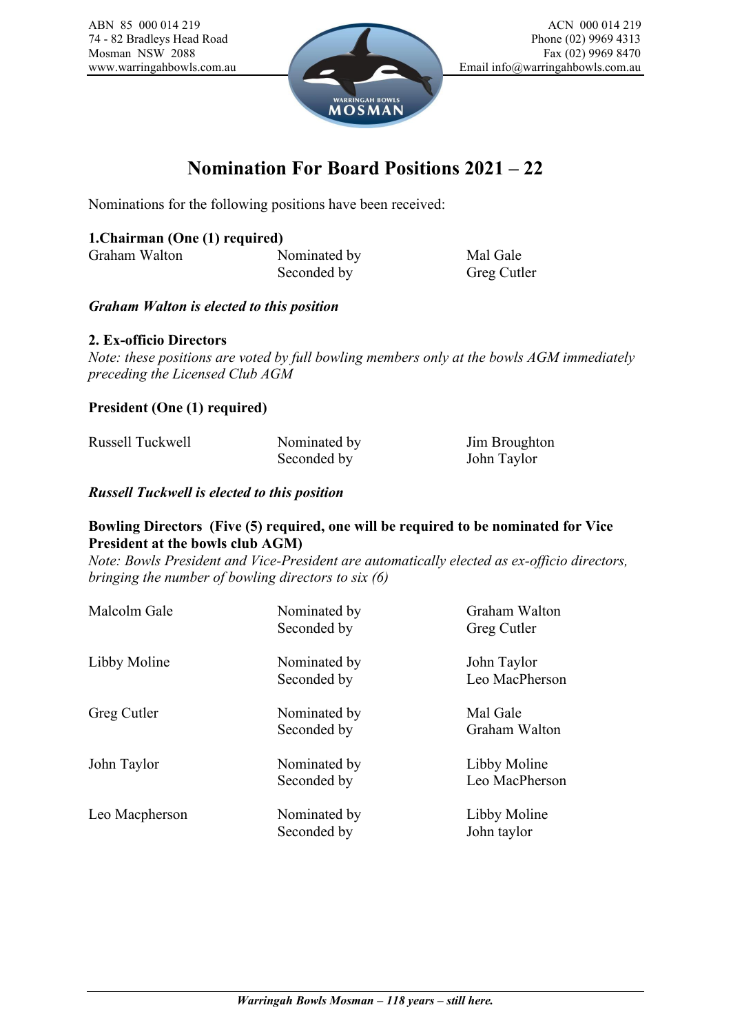ABN 85 000 014 219
74 - 82 Bradleys Head Road
Mosman NSW 2088
www.warringahbowls.com.au

ACN 000 014 219
Phone (02) 9969 4313
Fax (02) 9969 8470
Email info@warringahbowls.com.au

# Nomination For Board Positions 2021 – 22

Nominations for the following positions have been received:

### 1.Chairman (One (1) required)

| | | |
|---|---|---|
| Graham Walton | Nominated by | Mal Gale |
| | Seconded by | Greg Cutler |

***Graham Walton is elected to this position***

### 2. Ex-officio Directors

*Note: these positions are voted by full bowling members only at the bowls AGM immediately preceding the Licensed Club AGM*

### President (One (1) required)

| | | |
|---|---|---|
| Russell Tuckwell | Nominated by | Jim Broughton |
| | Seconded by | John Taylor |

***Russell Tuckwell is elected to this position***

### Bowling Directors (Five (5) required, one will be required to be nominated for Vice President at the bowls club AGM)

*Note: Bowls President and Vice-President are automatically elected as ex-officio directors, bringing the number of bowling directors to six (6)*

| | | |
|---|---|---|
| Malcolm Gale | Nominated by | Graham Walton |
| | Seconded by | Greg Cutler |
| Libby Moline | Nominated by | John Taylor |
| | Seconded by | Leo MacPherson |
| Greg Cutler | Nominated by | Mal Gale |
| | Seconded by | Graham Walton |
| John Taylor | Nominated by | Libby Moline |
| | Seconded by | Leo MacPherson |
| Leo Macpherson | Nominated by | Libby Moline |
| | Seconded by | John taylor |

***Warringah Bowls Mosman – 118 years – still here.***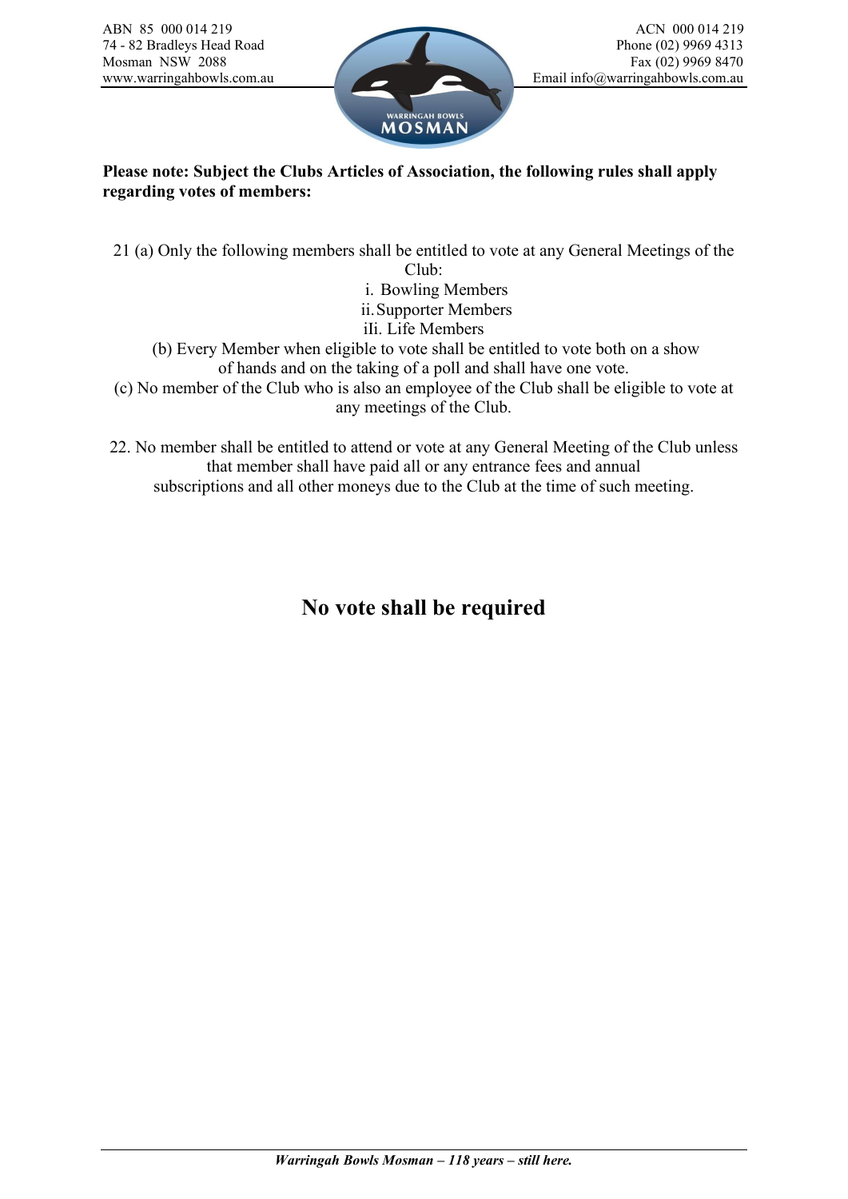**Please note: Subject the Clubs Articles of Association, the following rules shall apply regarding votes of members:**

21 (a) Only the following members shall be entitled to vote at any General Meetings of the Club:

i. Bowling Members
ii. Supporter Members
iIi. Life Members

(b) Every Member when eligible to vote shall be entitled to vote both on a show of hands and on the taking of a poll and shall have one vote.

(c) No member of the Club who is also an employee of the Club shall be eligible to vote at any meetings of the Club.

22. No member shall be entitled to attend or vote at any General Meeting of the Club unless that member shall have paid all or any entrance fees and annual subscriptions and all other moneys due to the Club at the time of such meeting.

## No vote shall be required